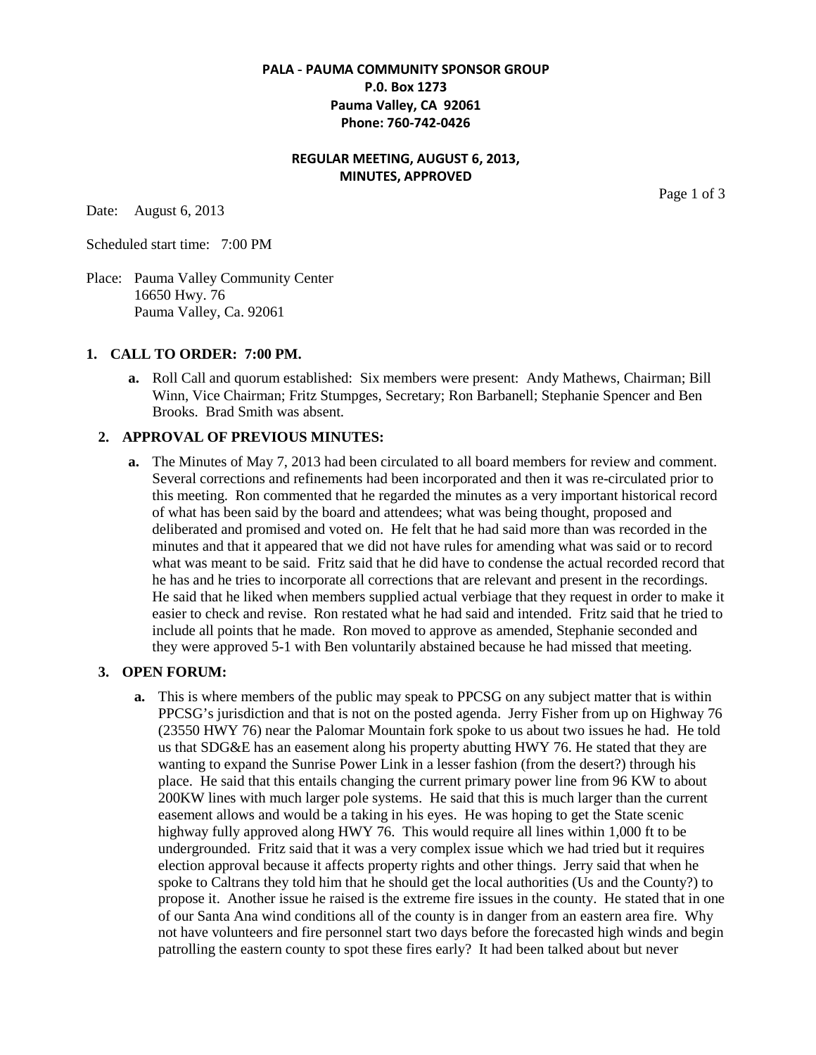**PALA - PAUMA COMMUNITY SPONSOR GROUP**
**P.0. Box 1273**
**Pauma Valley, CA 92061**
**Phone: 760-742-0426**

**REGULAR MEETING, AUGUST 6, 2013,**
**MINUTES, APPROVED**

Date: August 6, 2013

Scheduled start time: 7:00 PM

Place: Pauma Valley Community Center
16650 Hwy. 76
Pauma Valley, Ca. 92061

## 1. CALL TO ORDER: 7:00 PM.

**a.** Roll Call and quorum established: Six members were present: Andy Mathews, Chairman; Bill Winn, Vice Chairman; Fritz Stumpges, Secretary; Ron Barbanell; Stephanie Spencer and Ben Brooks. Brad Smith was absent.

## 2. APPROVAL OF PREVIOUS MINUTES:

**a.** The Minutes of May 7, 2013 had been circulated to all board members for review and comment. Several corrections and refinements had been incorporated and then it was re-circulated prior to this meeting. Ron commented that he regarded the minutes as a very important historical record of what has been said by the board and attendees; what was being thought, proposed and deliberated and promised and voted on. He felt that he had said more than was recorded in the minutes and that it appeared that we did not have rules for amending what was said or to record what was meant to be said. Fritz said that he did have to condense the actual recorded record that he has and he tries to incorporate all corrections that are relevant and present in the recordings. He said that he liked when members supplied actual verbiage that they request in order to make it easier to check and revise. Ron restated what he had said and intended. Fritz said that he tried to include all points that he made. Ron moved to approve as amended, Stephanie seconded and they were approved 5-1 with Ben voluntarily abstained because he had missed that meeting.

## 3. OPEN FORUM:

**a.** This is where members of the public may speak to PPCSG on any subject matter that is within PPCSG's jurisdiction and that is not on the posted agenda. Jerry Fisher from up on Highway 76 (23550 HWY 76) near the Palomar Mountain fork spoke to us about two issues he had. He told us that SDG&E has an easement along his property abutting HWY 76. He stated that they are wanting to expand the Sunrise Power Link in a lesser fashion (from the desert?) through his place. He said that this entails changing the current primary power line from 96 KW to about 200KW lines with much larger pole systems. He said that this is much larger than the current easement allows and would be a taking in his eyes. He was hoping to get the State scenic highway fully approved along HWY 76. This would require all lines within 1,000 ft to be undergrounded. Fritz said that it was a very complex issue which we had tried but it requires election approval because it affects property rights and other things. Jerry said that when he spoke to Caltrans they told him that he should get the local authorities (Us and the County?) to propose it. Another issue he raised is the extreme fire issues in the county. He stated that in one of our Santa Ana wind conditions all of the county is in danger from an eastern area fire. Why not have volunteers and fire personnel start two days before the forecasted high winds and begin patrolling the eastern county to spot these fires early? It had been talked about but never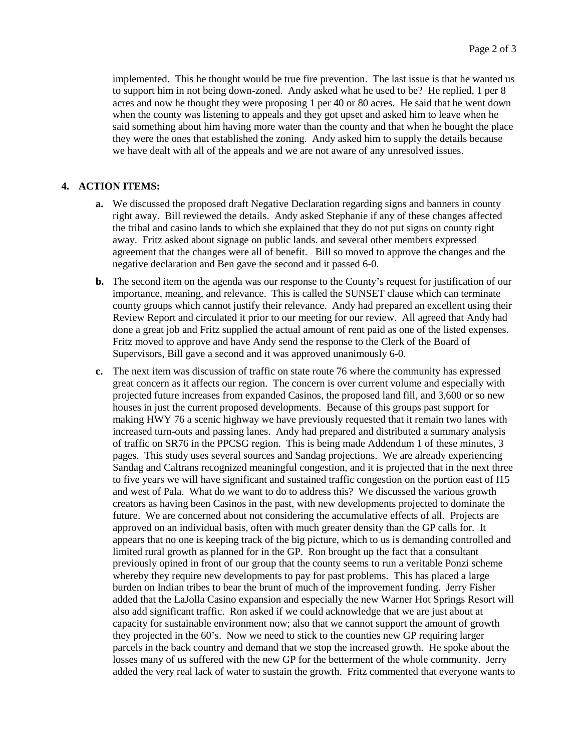implemented. This he thought would be true fire prevention. The last issue is that he wanted us to support him in not being down-zoned. Andy asked what he used to be? He replied, 1 per 8 acres and now he thought they were proposing 1 per 40 or 80 acres. He said that he went down when the county was listening to appeals and they got upset and asked him to leave when he said something about him having more water than the county and that when he bought the place they were the ones that established the zoning. Andy asked him to supply the details because we have dealt with all of the appeals and we are not aware of any unresolved issues.

## 4. ACTION ITEMS:

**a.** We discussed the proposed draft Negative Declaration regarding signs and banners in county right away. Bill reviewed the details. Andy asked Stephanie if any of these changes affected the tribal and casino lands to which she explained that they do not put signs on county right away. Fritz asked about signage on public lands. and several other members expressed agreement that the changes were all of benefit. Bill so moved to approve the changes and the negative declaration and Ben gave the second and it passed 6-0.

**b.** The second item on the agenda was our response to the County's request for justification of our importance, meaning, and relevance. This is called the SUNSET clause which can terminate county groups which cannot justify their relevance. Andy had prepared an excellent using their Review Report and circulated it prior to our meeting for our review. All agreed that Andy had done a great job and Fritz supplied the actual amount of rent paid as one of the listed expenses. Fritz moved to approve and have Andy send the response to the Clerk of the Board of Supervisors, Bill gave a second and it was approved unanimously 6-0.

**c.** The next item was discussion of traffic on state route 76 where the community has expressed great concern as it affects our region. The concern is over current volume and especially with projected future increases from expanded Casinos, the proposed land fill, and 3,600 or so new houses in just the current proposed developments. Because of this groups past support for making HWY 76 a scenic highway we have previously requested that it remain two lanes with increased turn-outs and passing lanes. Andy had prepared and distributed a summary analysis of traffic on SR76 in the PPCSG region. This is being made Addendum 1 of these minutes, 3 pages. This study uses several sources and Sandag projections. We are already experiencing Sandag and Caltrans recognized meaningful congestion, and it is projected that in the next three to five years we will have significant and sustained traffic congestion on the portion east of I15 and west of Pala. What do we want to do to address this? We discussed the various growth creators as having been Casinos in the past, with new developments projected to dominate the future. We are concerned about not considering the accumulative effects of all. Projects are approved on an individual basis, often with much greater density than the GP calls for. It appears that no one is keeping track of the big picture, which to us is demanding controlled and limited rural growth as planned for in the GP. Ron brought up the fact that a consultant previously opined in front of our group that the county seems to run a veritable Ponzi scheme whereby they require new developments to pay for past problems. This has placed a large burden on Indian tribes to bear the brunt of much of the improvement funding. Jerry Fisher added that the LaJolla Casino expansion and especially the new Warner Hot Springs Resort will also add significant traffic. Ron asked if we could acknowledge that we are just about at capacity for sustainable environment now; also that we cannot support the amount of growth they projected in the 60's. Now we need to stick to the counties new GP requiring larger parcels in the back country and demand that we stop the increased growth. He spoke about the losses many of us suffered with the new GP for the betterment of the whole community. Jerry added the very real lack of water to sustain the growth. Fritz commented that everyone wants to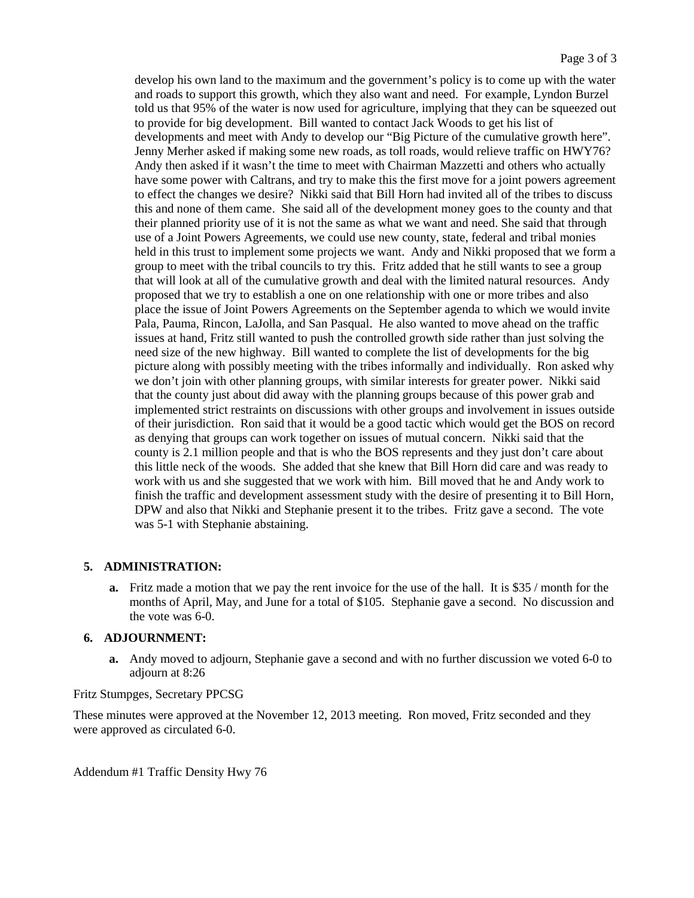develop his own land to the maximum and the government's policy is to come up with the water and roads to support this growth, which they also want and need. For example, Lyndon Burzel told us that 95% of the water is now used for agriculture, implying that they can be squeezed out to provide for big development. Bill wanted to contact Jack Woods to get his list of developments and meet with Andy to develop our "Big Picture of the cumulative growth here". Jenny Merher asked if making some new roads, as toll roads, would relieve traffic on HWY76? Andy then asked if it wasn't the time to meet with Chairman Mazzetti and others who actually have some power with Caltrans, and try to make this the first move for a joint powers agreement to effect the changes we desire? Nikki said that Bill Horn had invited all of the tribes to discuss this and none of them came. She said all of the development money goes to the county and that their planned priority use of it is not the same as what we want and need. She said that through use of a Joint Powers Agreements, we could use new county, state, federal and tribal monies held in this trust to implement some projects we want. Andy and Nikki proposed that we form a group to meet with the tribal councils to try this. Fritz added that he still wants to see a group that will look at all of the cumulative growth and deal with the limited natural resources. Andy proposed that we try to establish a one on one relationship with one or more tribes and also place the issue of Joint Powers Agreements on the September agenda to which we would invite Pala, Pauma, Rincon, LaJolla, and San Pasqual. He also wanted to move ahead on the traffic issues at hand, Fritz still wanted to push the controlled growth side rather than just solving the need size of the new highway. Bill wanted to complete the list of developments for the big picture along with possibly meeting with the tribes informally and individually. Ron asked why we don't join with other planning groups, with similar interests for greater power. Nikki said that the county just about did away with the planning groups because of this power grab and implemented strict restraints on discussions with other groups and involvement in issues outside of their jurisdiction. Ron said that it would be a good tactic which would get the BOS on record as denying that groups can work together on issues of mutual concern. Nikki said that the county is 2.1 million people and that is who the BOS represents and they just don't care about this little neck of the woods. She added that she knew that Bill Horn did care and was ready to work with us and she suggested that we work with him. Bill moved that he and Andy work to finish the traffic and development assessment study with the desire of presenting it to Bill Horn, DPW and also that Nikki and Stephanie present it to the tribes. Fritz gave a second. The vote was 5-1 with Stephanie abstaining.

## 5. ADMINISTRATION:

**a.** Fritz made a motion that we pay the rent invoice for the use of the hall. It is $35 / month for the months of April, May, and June for a total of $105. Stephanie gave a second. No discussion and the vote was 6-0.

## 6. ADJOURNMENT:

**a.** Andy moved to adjourn, Stephanie gave a second and with no further discussion we voted 6-0 to adjourn at 8:26

Fritz Stumpges, Secretary PPCSG

These minutes were approved at the November 12, 2013 meeting. Ron moved, Fritz seconded and they were approved as circulated 6-0.

Addendum #1 Traffic Density Hwy 76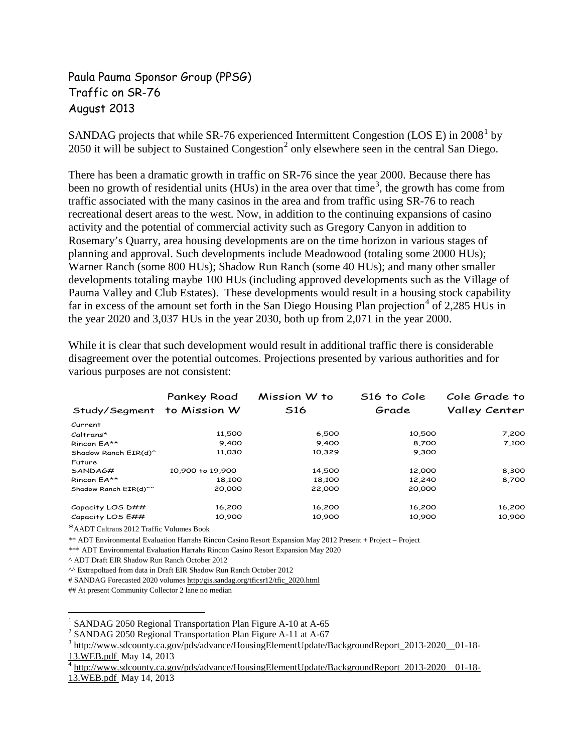Paula Pauma Sponsor Group (PPSG)
Traffic on SR-76
August 2013

SANDAG projects that while SR-76 experienced Intermittent Congestion (LOS E) in 2008[1] by 2050 it will be subject to Sustained Congestion[2] only elsewhere seen in the central San Diego.

There has been a dramatic growth in traffic on SR-76 since the year 2000. Because there has been no growth of residential units (HUs) in the area over that time[3], the growth has come from traffic associated with the many casinos in the area and from traffic using SR-76 to reach recreational desert areas to the west. Now, in addition to the continuing expansions of casino activity and the potential of commercial activity such as Gregory Canyon in addition to Rosemary's Quarry, area housing developments are on the time horizon in various stages of planning and approval. Such developments include Meadowood (totaling some 2000 HUs); Warner Ranch (some 800 HUs); Shadow Run Ranch (some 40 HUs); and many other smaller developments totaling maybe 100 HUs (including approved developments such as the Village of Pauma Valley and Club Estates). These developments would result in a housing stock capability far in excess of the amount set forth in the San Diego Housing Plan projection[4] of 2,285 HUs in the year 2020 and 3,037 HUs in the year 2030, both up from 2,071 in the year 2000.

While it is clear that such development would result in additional traffic there is considerable disagreement over the potential outcomes. Projections presented by various authorities and for various purposes are not consistent:

| Study/Segment | Pankey Road to Mission W | Mission W to S16 | S16 to Cole Grade | Cole Grade to Valley Center |
|---|---|---|---|---|
| Current | | | | |
| Caltrans* | 11,500 | 6,500 | 10,500 | 7,200 |
| Rincon EA** | 9,400 | 9,400 | 8,700 | 7,100 |
| Shadow Ranch EIR(d)^ | 11,030 | 10,329 | 9,300 | |
| Future | | | | |
| SANDAG# | 10,900 to 19,900 | 14,500 | 12,000 | 8,300 |
| Rincon EA** | 18,100 | 18,100 | 12,240 | 8,700 |
| Shadow Ranch EIR(d)^^ | 20,000 | 22,000 | 20,000 | |
| | | | | |
| Capacity LOS D## | 16,200 | 16,200 | 16,200 | 16,200 |
| Capacity LOS E## | 10,900 | 10,900 | 10,900 | 10,900 |

*AADT Caltrans 2012 Traffic Volumes Book

** ADT Environmental Evaluation Harrahs Rincon Casino Resort Expansion May 2012 Present + Project – Project

*** ADT Environmental Evaluation Harrahs Rincon Casino Resort Expansion May 2020

^ ADT Draft EIR Shadow Run Ranch October 2012

^^ Extrapoltaed from data in Draft EIR Shadow Run Ranch October 2012

# SANDAG Forecasted 2020 volumes http:/gis.sandag.org/tficsr12/tfic_2020.html

## At present Community Collector 2 lane no median

[1] SANDAG 2050 Regional Transportation Plan Figure A-10 at A-65

[2] SANDAG 2050 Regional Transportation Plan Figure A-11 at A-67

[3] http://www.sdcounty.ca.gov/pds/advance/HousingElementUpdate/BackgroundReport_2013-2020__01-18-13.WEB.pdf May 14, 2013

[4] http://www.sdcounty.ca.gov/pds/advance/HousingElementUpdate/BackgroundReport_2013-2020__01-18-13.WEB.pdf May 14, 2013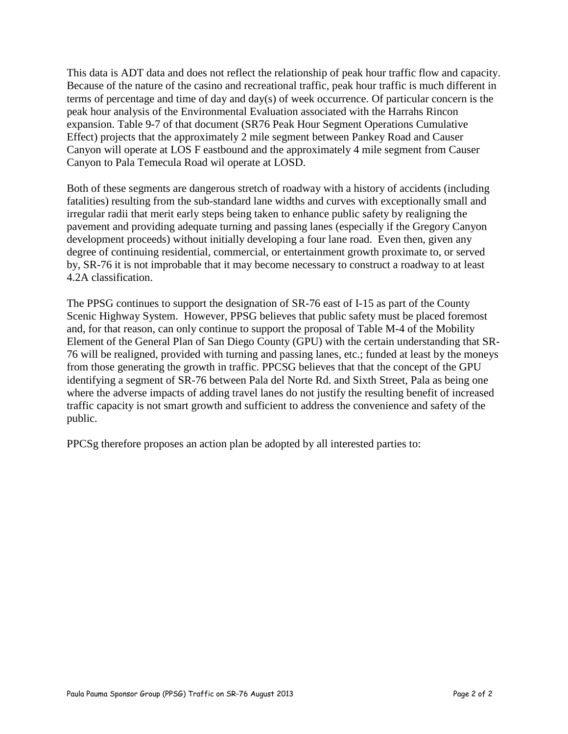This data is ADT data and does not reflect the relationship of peak hour traffic flow and capacity. Because of the nature of the casino and recreational traffic, peak hour traffic is much different in terms of percentage and time of day and day(s) of week occurrence. Of particular concern is the peak hour analysis of the Environmental Evaluation associated with the Harrahs Rincon expansion. Table 9-7 of that document (SR76 Peak Hour Segment Operations Cumulative Effect) projects that the approximately 2 mile segment between Pankey Road and Causer Canyon will operate at LOS F eastbound and the approximately 4 mile segment from Causer Canyon to Pala Temecula Road wil operate at LOSD.

Both of these segments are dangerous stretch of roadway with a history of accidents (including fatalities) resulting from the sub-standard lane widths and curves with exceptionally small and irregular radii that merit early steps being taken to enhance public safety by realigning the pavement and providing adequate turning and passing lanes (especially if the Gregory Canyon development proceeds) without initially developing a four lane road. Even then, given any degree of continuing residential, commercial, or entertainment growth proximate to, or served by, SR-76 it is not improbable that it may become necessary to construct a roadway to at least 4.2A classification.

The PPSG continues to support the designation of SR-76 east of I-15 as part of the County Scenic Highway System. However, PPSG believes that public safety must be placed foremost and, for that reason, can only continue to support the proposal of Table M-4 of the Mobility Element of the General Plan of San Diego County (GPU) with the certain understanding that SR-76 will be realigned, provided with turning and passing lanes, etc.; funded at least by the moneys from those generating the growth in traffic. PPCSG believes that that the concept of the GPU identifying a segment of SR-76 between Pala del Norte Rd. and Sixth Street, Pala as being one where the adverse impacts of adding travel lanes do not justify the resulting benefit of increased traffic capacity is not smart growth and sufficient to address the convenience and safety of the public.

PPCSg therefore proposes an action plan be adopted by all interested parties to: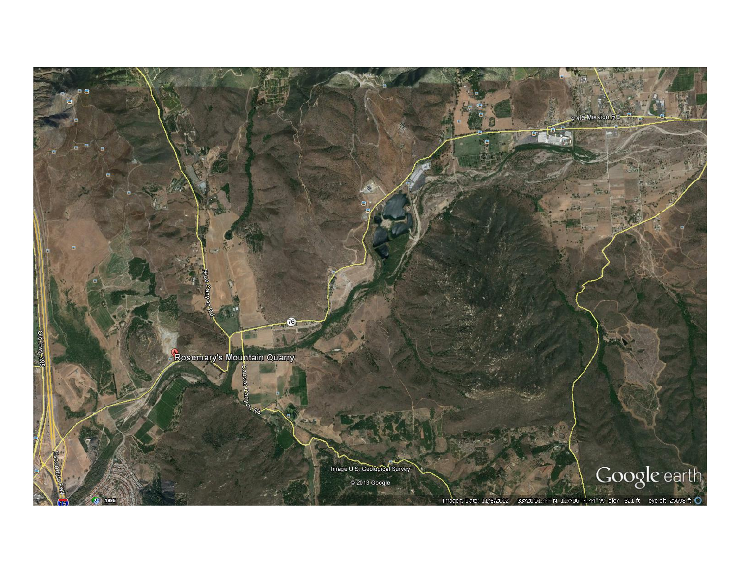Pala Mission Rd

Rice Canyon Rd

76

Rosemary's Mountain Quarry

Couser Canyon Rd

Old Hwy 395

Escondido Fwy

15

395

Image U.S. Geological Survey

© 2013 Google

Google earth

Imagery Date: 11/3/2012   33°20'51.44" N  117°06'44.44" W  elev  321 ft   eye alt 25698 ft